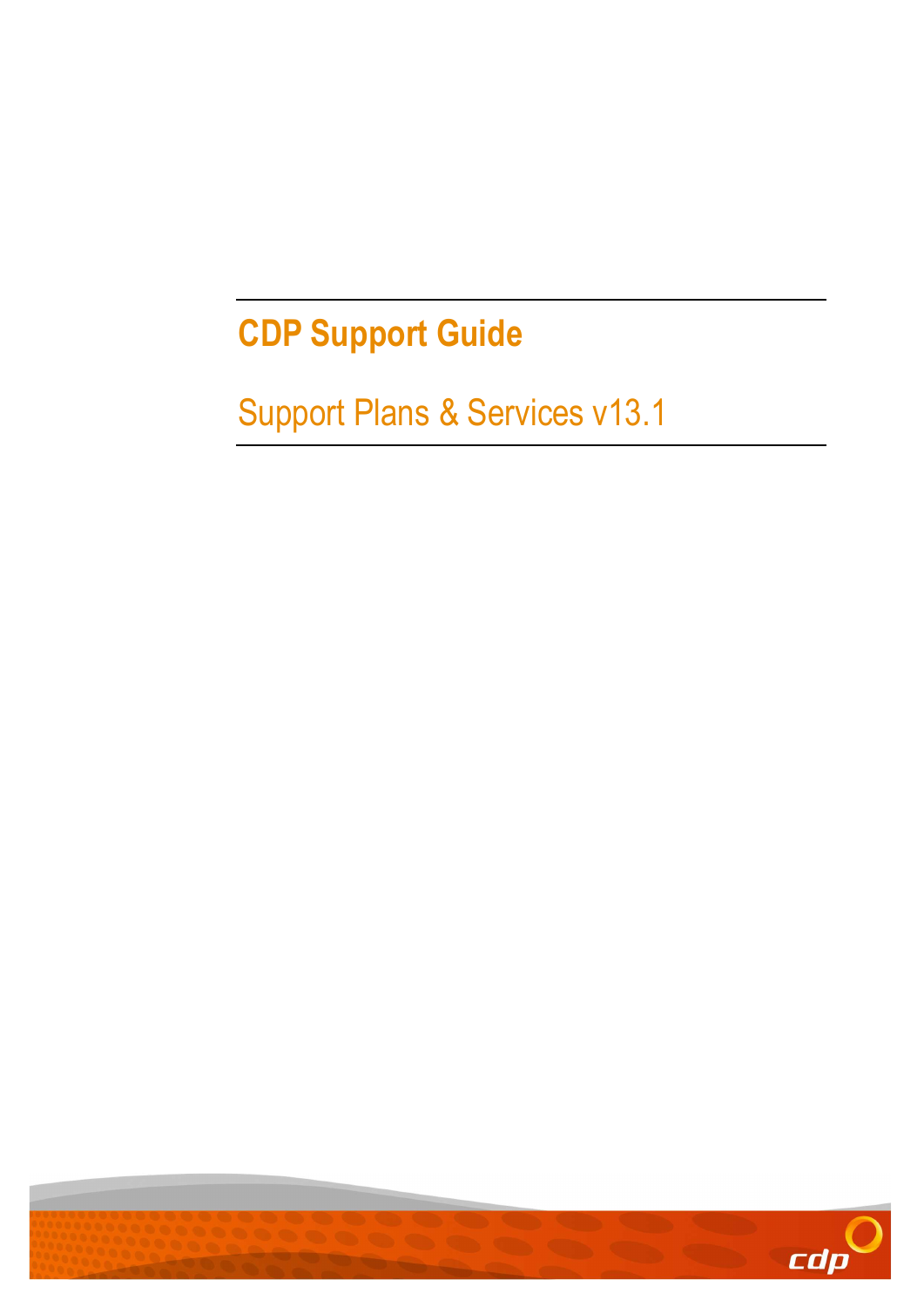# CDP Support Guide

## Support Plans & Services v13.1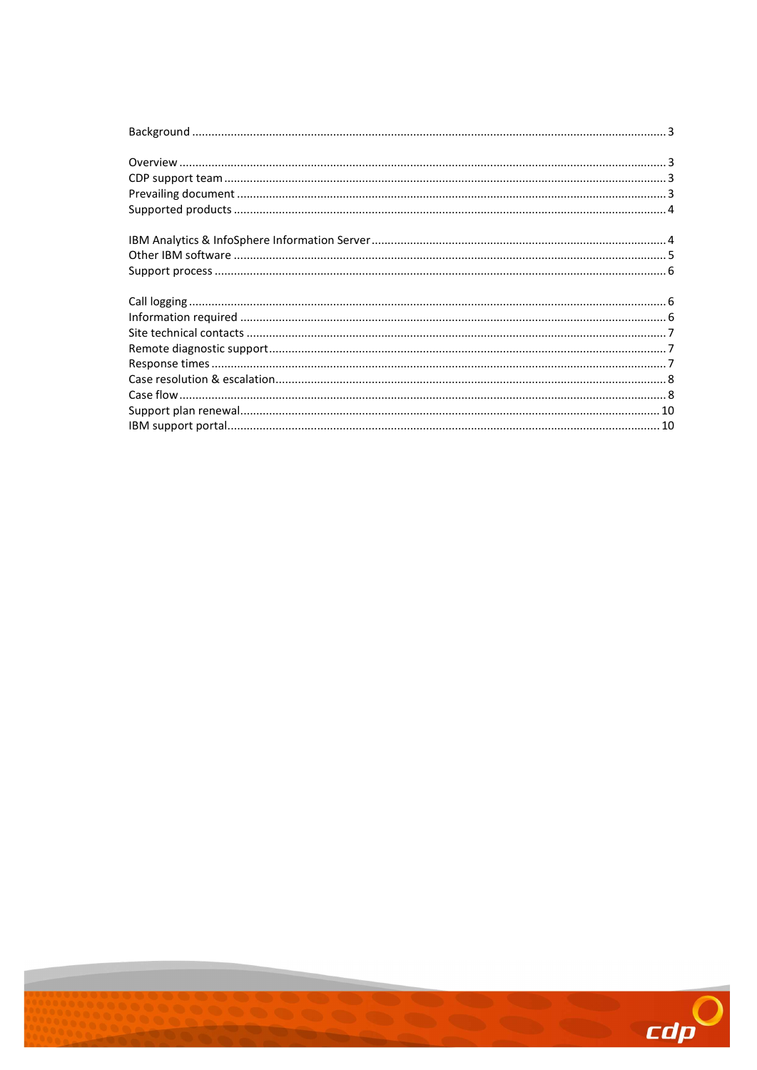Background ........................................................................................................................................... 3

Overview ........................................................................................................................................... 3
CDP support team ........................................................................................................................................... 3
Prevailing document ........................................................................................................................................... 3
Supported products ........................................................................................................................................... 4

IBM Analytics & InfoSphere Information Server ........................................................................................................................................... 4
Other IBM software ........................................................................................................................................... 5
Support process ........................................................................................................................................... 6

Call logging ........................................................................................................................................... 6
Information required ........................................................................................................................................... 6
Site technical contacts ........................................................................................................................................... 7
Remote diagnostic support ........................................................................................................................................... 7
Response times ........................................................................................................................................... 7
Case resolution & escalation ........................................................................................................................................... 8
Case flow ........................................................................................................................................... 8
Support plan renewal ........................................................................................................................................... 10
IBM support portal ........................................................................................................................................... 10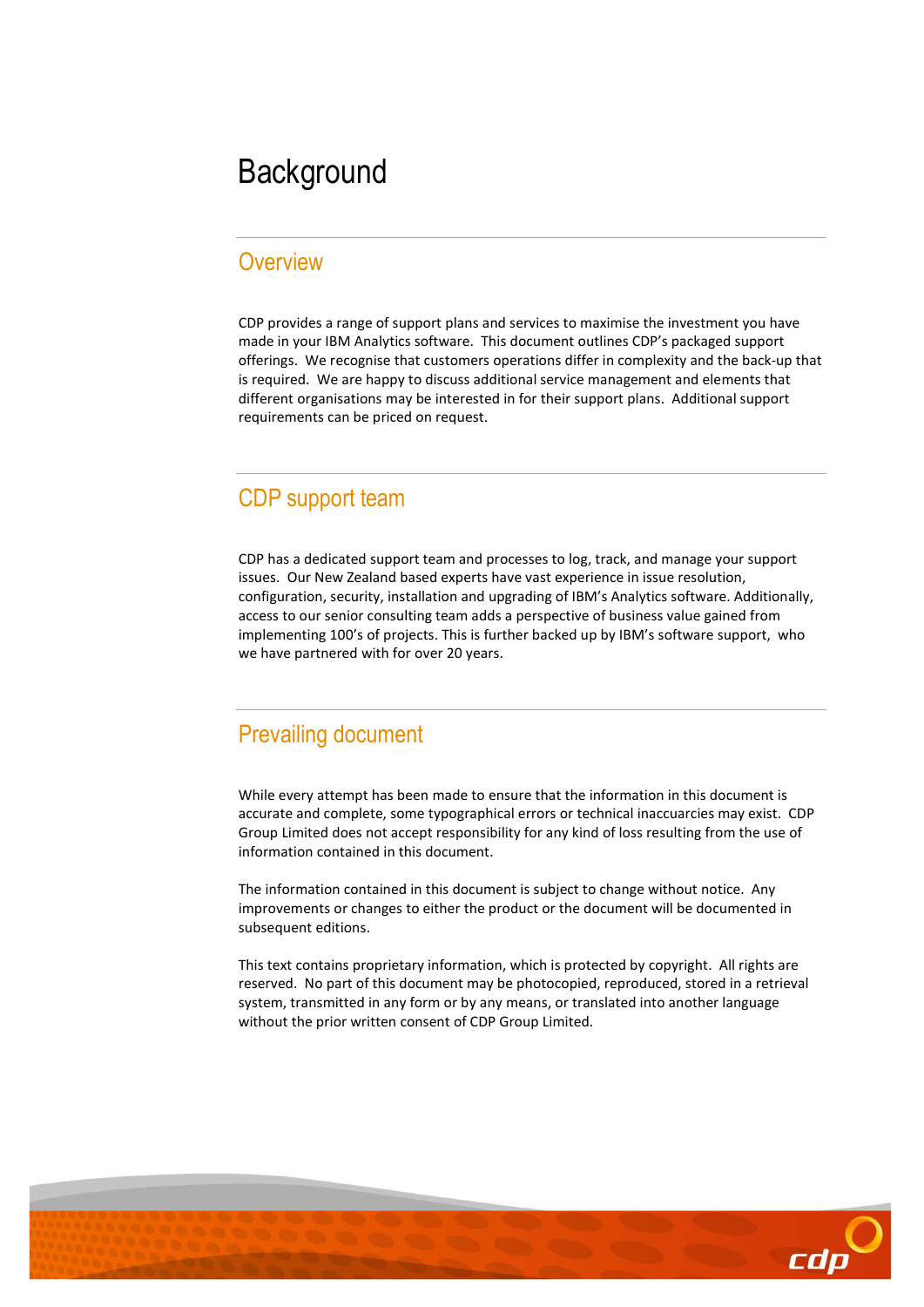# Background

## Overview

CDP provides a range of support plans and services to maximise the investment you have made in your IBM Analytics software. This document outlines CDP's packaged support offerings. We recognise that customers operations differ in complexity and the back-up that is required. We are happy to discuss additional service management and elements that different organisations may be interested in for their support plans. Additional support requirements can be priced on request.

## CDP support team

CDP has a dedicated support team and processes to log, track, and manage your support issues. Our New Zealand based experts have vast experience in issue resolution, configuration, security, installation and upgrading of IBM's Analytics software. Additionally, access to our senior consulting team adds a perspective of business value gained from implementing 100's of projects. This is further backed up by IBM's software support, who we have partnered with for over 20 years.

## Prevailing document

While every attempt has been made to ensure that the information in this document is accurate and complete, some typographical errors or technical inaccuracies may exist. CDP Group Limited does not accept responsibility for any kind of loss resulting from the use of information contained in this document.

The information contained in this document is subject to change without notice. Any improvements or changes to either the product or the document will be documented in subsequent editions.

This text contains proprietary information, which is protected by copyright. All rights are reserved. No part of this document may be photocopied, reproduced, stored in a retrieval system, transmitted in any form or by any means, or translated into another language without the prior written consent of CDP Group Limited.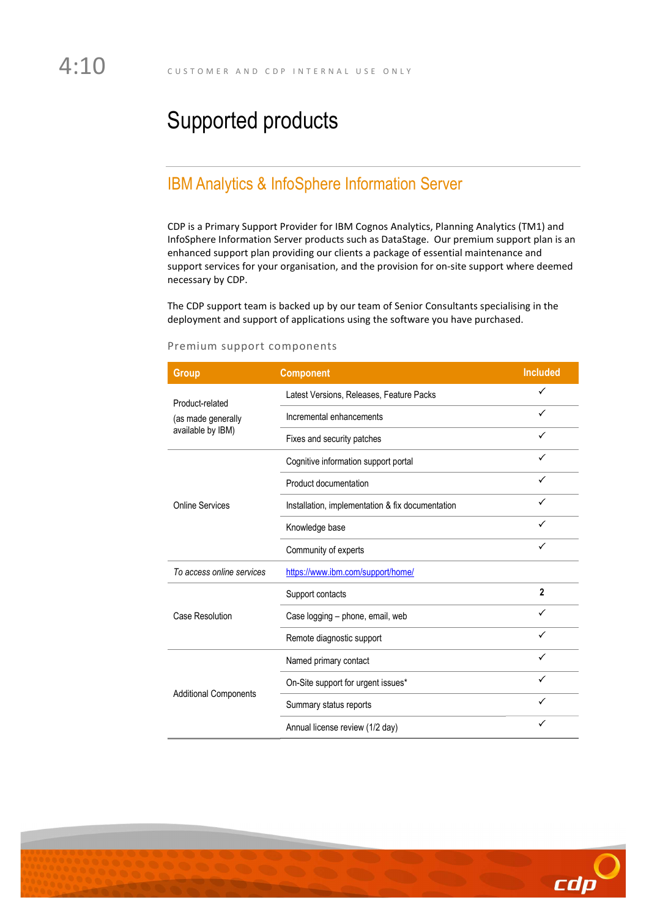# Supported products

## IBM Analytics & InfoSphere Information Server

CDP is a Primary Support Provider for IBM Cognos Analytics, Planning Analytics (TM1) and InfoSphere Information Server products such as DataStage. Our premium support plan is an enhanced support plan providing our clients a package of essential maintenance and support services for your organisation, and the provision for on-site support where deemed necessary by CDP.

The CDP support team is backed up by our team of Senior Consultants specialising in the deployment and support of applications using the software you have purchased.

### Premium support components

| Group | Component | Included |
|---|---|---|
| Product-related (as made generally available by IBM) | Latest Versions, Releases, Feature Packs | ✓ |
| | Incremental enhancements | ✓ |
| | Fixes and security patches | ✓ |
| Online Services | Cognitive information support portal | ✓ |
| | Product documentation | ✓ |
| | Installation, implementation & fix documentation | ✓ |
| | Knowledge base | ✓ |
| | Community of experts | ✓ |
| *To access online services* | https://www.ibm.com/support/home/ | |
| Case Resolution | Support contacts | **2** |
| | Case logging – phone, email, web | ✓ |
| | Remote diagnostic support | ✓ |
| Additional Components | Named primary contact | ✓ |
| | On-Site support for urgent issues* | ✓ |
| | Summary status reports | ✓ |
| | Annual license review (1/2 day) | ✓ |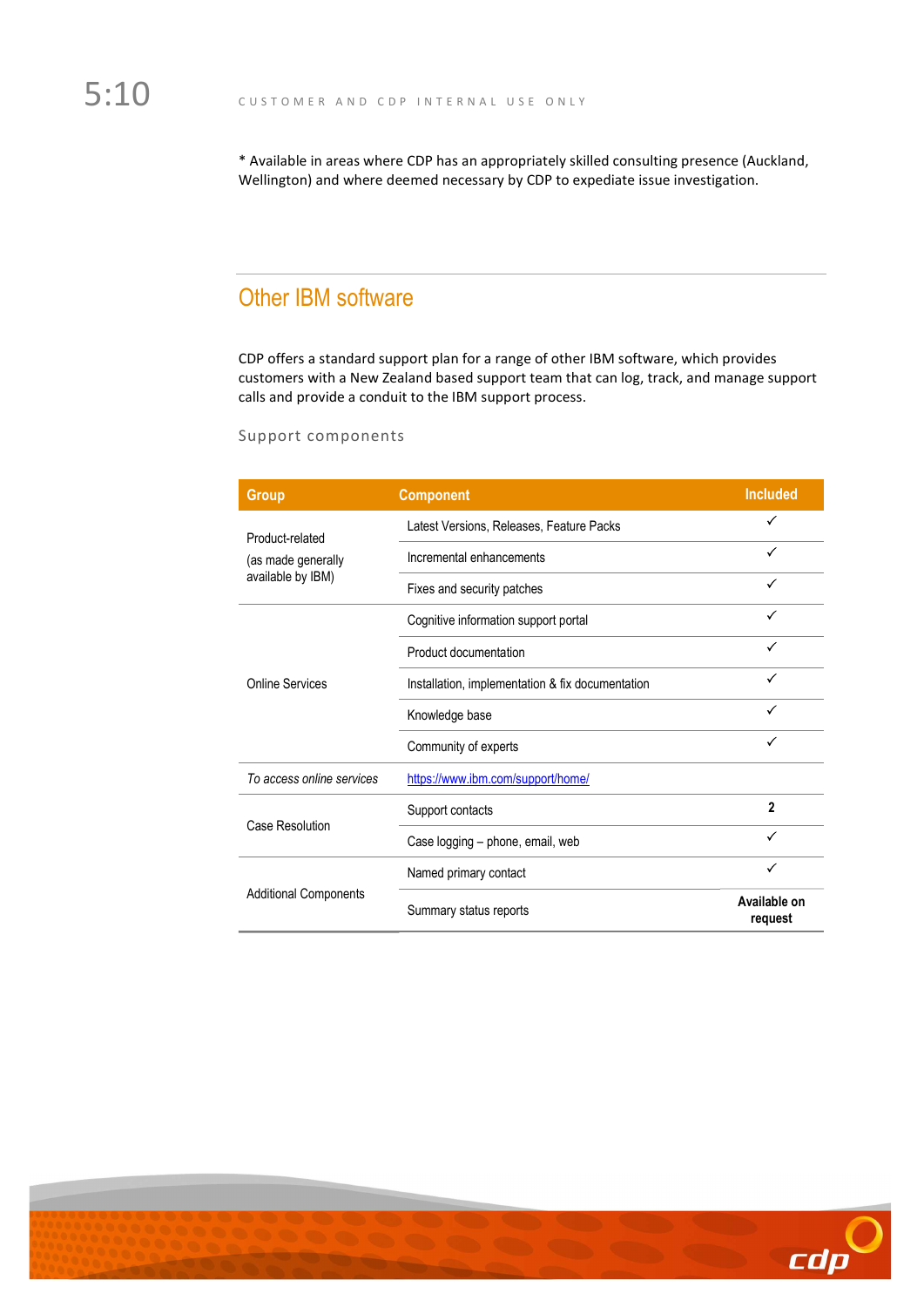* Available in areas where CDP has an appropriately skilled consulting presence (Auckland, Wellington) and where deemed necessary by CDP to expediate issue investigation.

## Other IBM software

CDP offers a standard support plan for a range of other IBM software, which provides customers with a New Zealand based support team that can log, track, and manage support calls and provide a conduit to the IBM support process.

### Support components

| Group | Component | Included |
|---|---|---|
| Product-related (as made generally available by IBM) | Latest Versions, Releases, Feature Packs | ✓ |
| | Incremental enhancements | ✓ |
| | Fixes and security patches | ✓ |
| Online Services | Cognitive information support portal | ✓ |
| | Product documentation | ✓ |
| | Installation, implementation & fix documentation | ✓ |
| | Knowledge base | ✓ |
| | Community of experts | ✓ |
| *To access online services* | https://www.ibm.com/support/home/ | |
| Case Resolution | Support contacts | **2** |
| | Case logging – phone, email, web | ✓ |
| Additional Components | Named primary contact | ✓ |
| | Summary status reports | **Available on request** |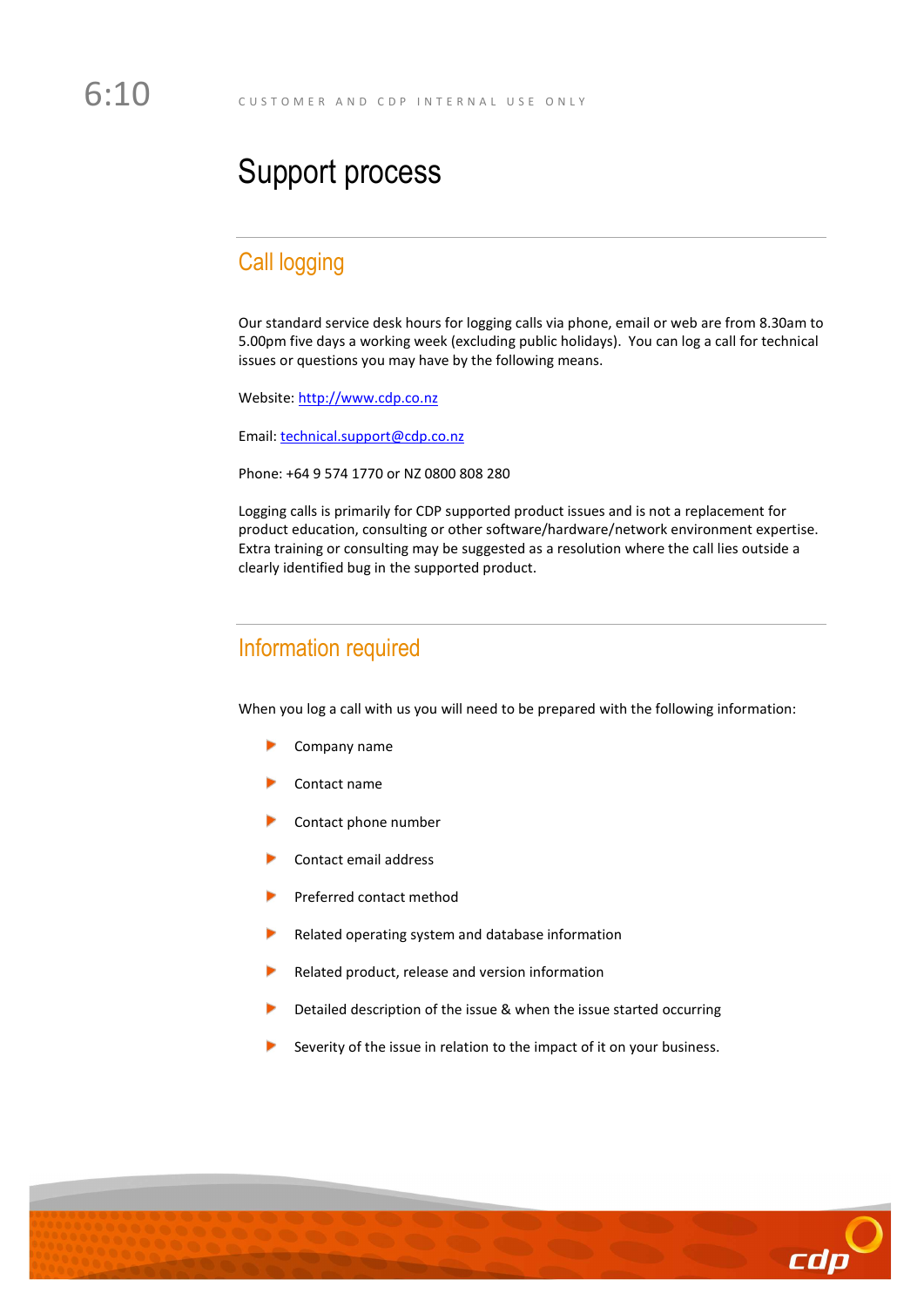# Support process

## Call logging

Our standard service desk hours for logging calls via phone, email or web are from 8.30am to 5.00pm five days a working week (excluding public holidays). You can log a call for technical issues or questions you may have by the following means.

Website: http://www.cdp.co.nz

Email: technical.support@cdp.co.nz

Phone: +64 9 574 1770 or NZ 0800 808 280

Logging calls is primarily for CDP supported product issues and is not a replacement for product education, consulting or other software/hardware/network environment expertise. Extra training or consulting may be suggested as a resolution where the call lies outside a clearly identified bug in the supported product.

## Information required

When you log a call with us you will need to be prepared with the following information:

- Company name
- Contact name
- Contact phone number
- Contact email address
- Preferred contact method
- Related operating system and database information
- Related product, release and version information
- Detailed description of the issue & when the issue started occurring
- Severity of the issue in relation to the impact of it on your business.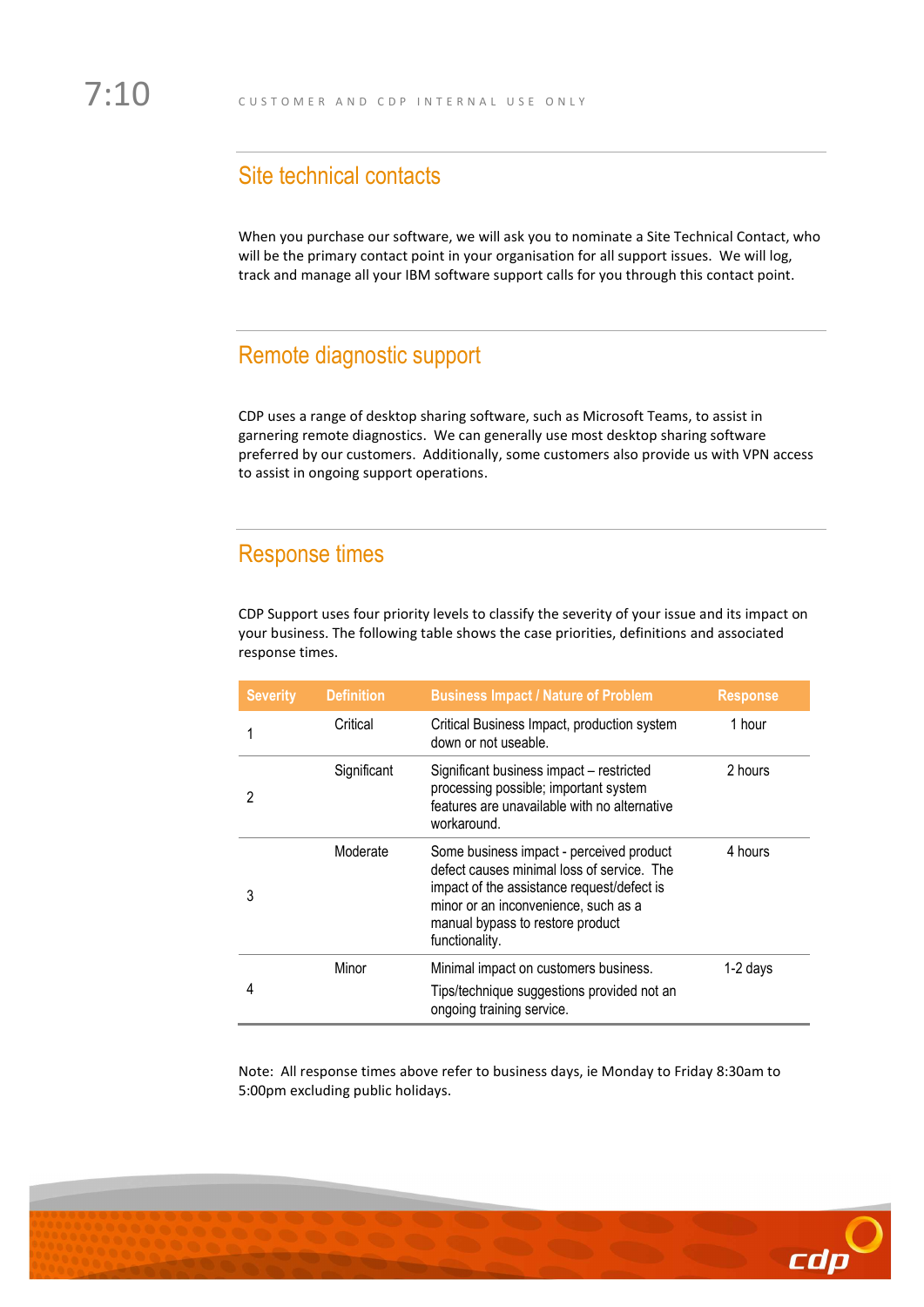## Site technical contacts

When you purchase our software, we will ask you to nominate a Site Technical Contact, who will be the primary contact point in your organisation for all support issues. We will log, track and manage all your IBM software support calls for you through this contact point.

## Remote diagnostic support

CDP uses a range of desktop sharing software, such as Microsoft Teams, to assist in garnering remote diagnostics. We can generally use most desktop sharing software preferred by our customers. Additionally, some customers also provide us with VPN access to assist in ongoing support operations.

## Response times

CDP Support uses four priority levels to classify the severity of your issue and its impact on your business. The following table shows the case priorities, definitions and associated response times.

| Severity | Definition | Business Impact / Nature of Problem | Response |
|---|---|---|---|
| 1 | Critical | Critical Business Impact, production system down or not useable. | 1 hour |
| 2 | Significant | Significant business impact – restricted processing possible; important system features are unavailable with no alternative workaround. | 2 hours |
| 3 | Moderate | Some business impact - perceived product defect causes minimal loss of service. The impact of the assistance request/defect is minor or an inconvenience, such as a manual bypass to restore product functionality. | 4 hours |
| 4 | Minor | Minimal impact on customers business. Tips/technique suggestions provided not an ongoing training service. | 1-2 days |

Note: All response times above refer to business days, ie Monday to Friday 8:30am to 5:00pm excluding public holidays.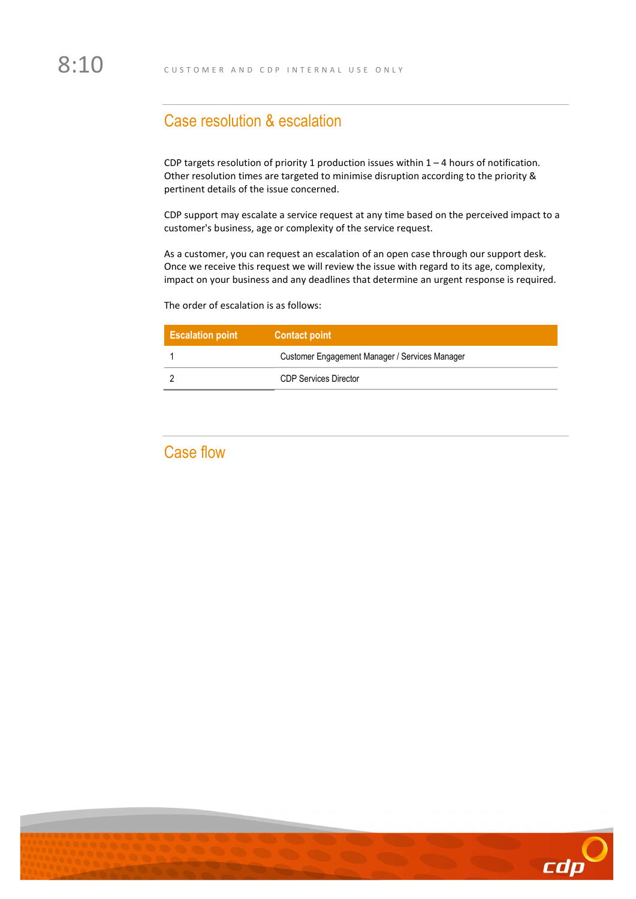## Case resolution & escalation

CDP targets resolution of priority 1 production issues within 1 – 4 hours of notification. Other resolution times are targeted to minimise disruption according to the priority & pertinent details of the issue concerned.

CDP support may escalate a service request at any time based on the perceived impact to a customer's business, age or complexity of the service request.

As a customer, you can request an escalation of an open case through our support desk. Once we receive this request we will review the issue with regard to its age, complexity, impact on your business and any deadlines that determine an urgent response is required.

The order of escalation is as follows:

| Escalation point | Contact point |
| --- | --- |
| 1 | Customer Engagement Manager / Services Manager |
| 2 | CDP Services Director |

## Case flow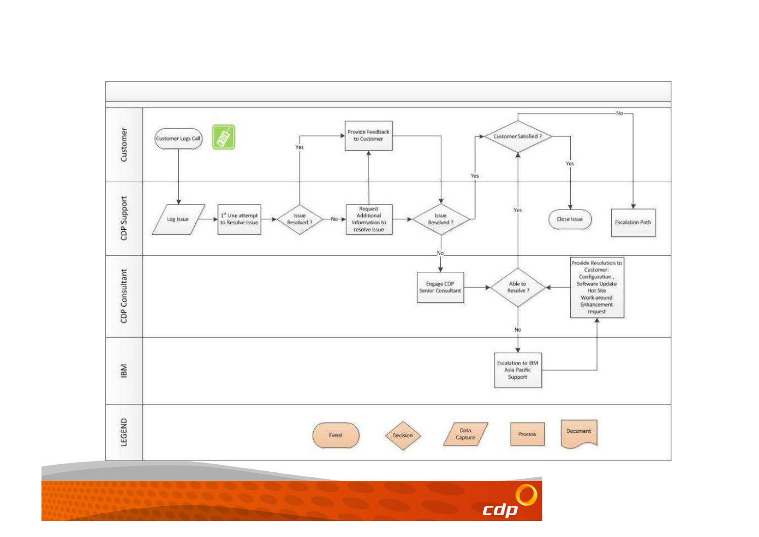| Lane | Steps |
| --- | --- |
| Customer | Customer Logs Call; Provide Feedback to Customer; Customer Satisfied ? (Yes → Close Issue; No → Escalation Path) |
| CDP Support | Log Issue → 1st Line attempt to Resolve Issue → Issue Resolved ? (Yes → Provide Feedback to Customer; No → Request Additional Information to resolve Issue) → Issue Resolved ? (Yes → Customer Satisfied ?; No → Engage CDP Senior Consultant); Close Issue; Escalation Path |
| CDP Consultant | Engage CDP Senior Consultant → Able to Resolve ? (Yes → Customer Satisfied ?; No → Escalation to IBM Asia Pacific Support); Provide Resolution to Customer: Configuration, Software Update, Hot Site, Work-around, Enhancement request |
| IBM | Escalation to IBM Asia Pacific Support → Provide Resolution to Customer |
| LEGEND | Event; Decision; Data Capture; Process; Document |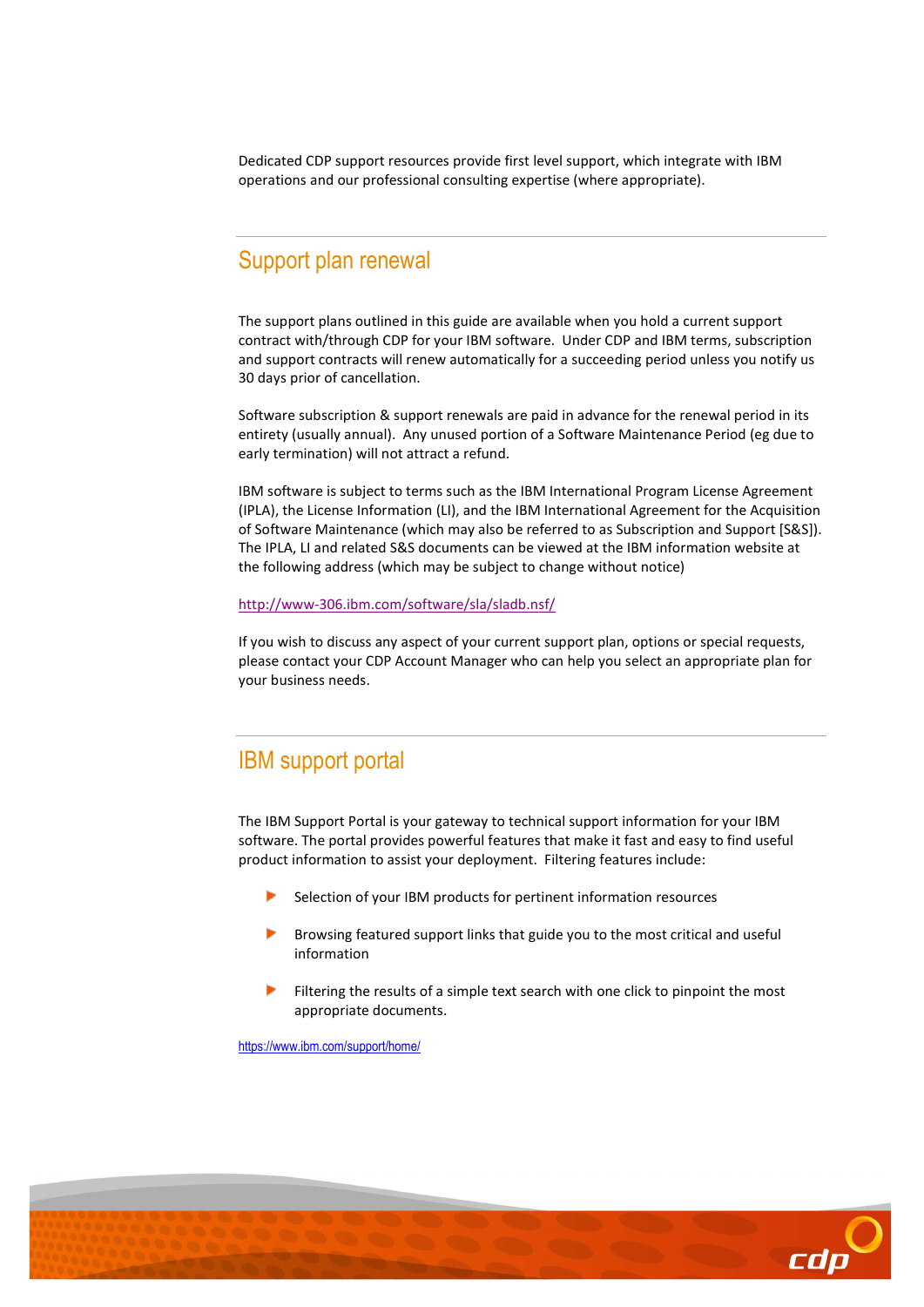Dedicated CDP support resources provide first level support, which integrate with IBM operations and our professional consulting expertise (where appropriate).

## Support plan renewal

The support plans outlined in this guide are available when you hold a current support contract with/through CDP for your IBM software. Under CDP and IBM terms, subscription and support contracts will renew automatically for a succeeding period unless you notify us 30 days prior of cancellation.

Software subscription & support renewals are paid in advance for the renewal period in its entirety (usually annual). Any unused portion of a Software Maintenance Period (eg due to early termination) will not attract a refund.

IBM software is subject to terms such as the IBM International Program License Agreement (IPLA), the License Information (LI), and the IBM International Agreement for the Acquisition of Software Maintenance (which may also be referred to as Subscription and Support [S&S]). The IPLA, LI and related S&S documents can be viewed at the IBM information website at the following address (which may be subject to change without notice)

http://www-306.ibm.com/software/sla/sladb.nsf/

If you wish to discuss any aspect of your current support plan, options or special requests, please contact your CDP Account Manager who can help you select an appropriate plan for your business needs.

## IBM support portal

The IBM Support Portal is your gateway to technical support information for your IBM software. The portal provides powerful features that make it fast and easy to find useful product information to assist your deployment. Filtering features include:

- Selection of your IBM products for pertinent information resources
- Browsing featured support links that guide you to the most critical and useful information
- Filtering the results of a simple text search with one click to pinpoint the most appropriate documents.

https://www.ibm.com/support/home/